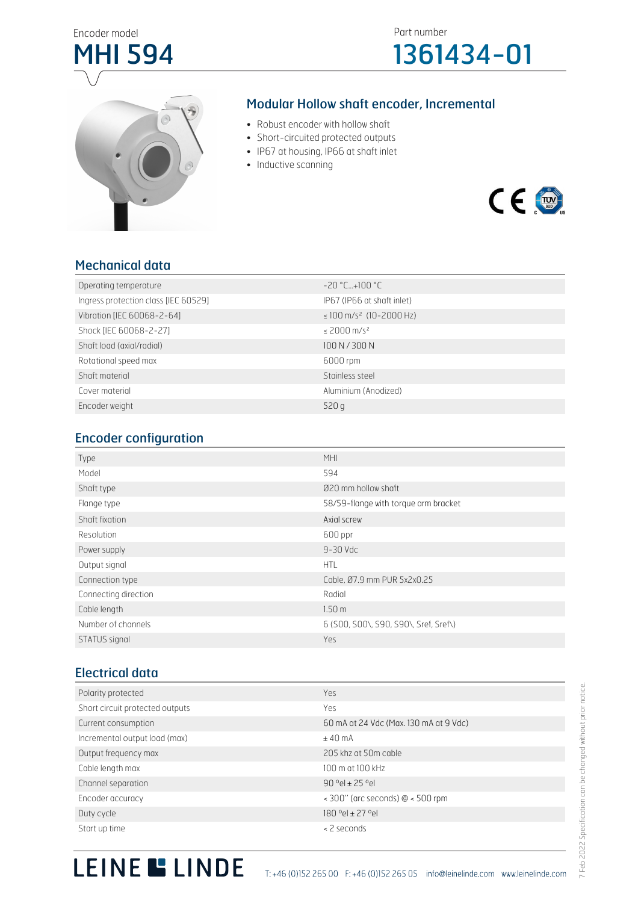Encoder model

# MHI 594

Part number

# 1361434-01

## Modular Hollow shaft encoder, Incremental

- Robust encoder with hollow shaft
- Short-circuited protected outputs
- IP67 at housing, IP66 at shaft inlet
- Inductive scanning

## Mechanical data

| | |
|---|---|
| Operating temperature | -20 °C...+100 °C |
| Ingress protection class [IEC 60529] | IP67 (IP66 at shaft inlet) |
| Vibration [IEC 60068-2-64] | ≤ 100 m/s² (10-2000 Hz) |
| Shock [IEC 60068-2-27] | ≤ 2000 m/s² |
| Shaft load (axial/radial) | 100 N / 300 N |
| Rotational speed max | 6000 rpm |
| Shaft material | Stainless steel |
| Cover material | Aluminium (Anodized) |
| Encoder weight | 520 g |

## Encoder configuration

| | |
|---|---|
| Type | MHI |
| Model | 594 |
| Shaft type | Ø20 mm hollow shaft |
| Flange type | 58/59-flange with torque arm bracket |
| Shaft fixation | Axial screw |
| Resolution | 600 ppr |
| Power supply | 9-30 Vdc |
| Output signal | HTL |
| Connection type | Cable, Ø7.9 mm PUR 5x2x0.25 |
| Connecting direction | Radial |
| Cable length | 1.50 m |
| Number of channels | 6 (S00, S00\, S90, S90\, Sref, Sref\) |
| STATUS signal | Yes |

## Electrical data

| | |
|---|---|
| Polarity protected | Yes |
| Short circuit protected outputs | Yes |
| Current consumption | 60 mA at 24 Vdc (Max. 130 mA at 9 Vdc) |
| Incremental output load (max) | ± 40 mA |
| Output frequency max | 205 khz at 50m cable |
| Cable length max | 100 m at 100 kHz |
| Channel separation | 90 °el ± 25 °el |
| Encoder accuracy | < 300" (arc seconds) @ < 500 rpm |
| Duty cycle | 180 °el ± 27 °el |
| Start up time | < 2 seconds |

7 Feb 2022 Specification can be changed without prior notice.

LEINE LINDE T: +46 (0)152 265 00 F: +46 (0)152 265 05 info@leinelinde.com www.leinelinde.com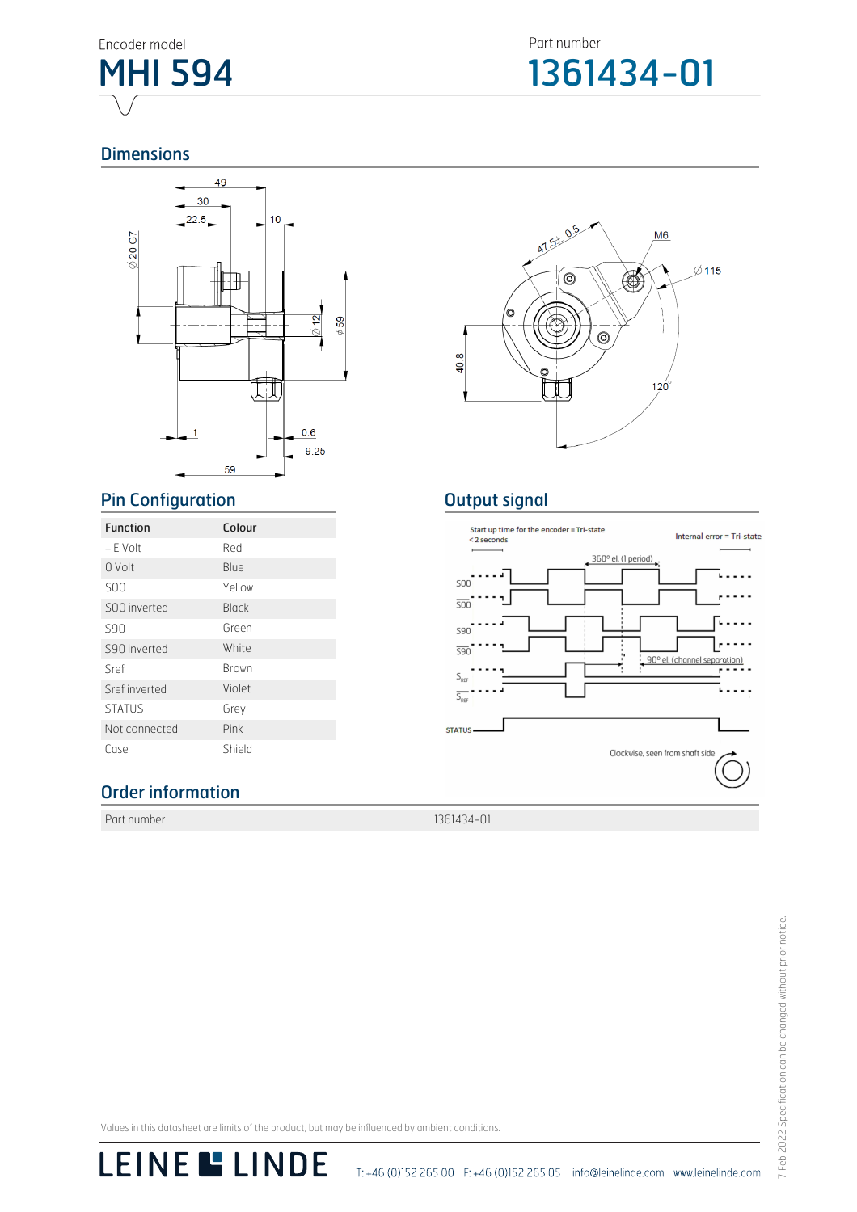Encoder model

# MHI 594

Part number

# 1361434-01

## Dimensions

49
30
22.5
10
Ø 20 G7
Ø 12
Ø 59
1
0.6
9.25
59

47.5± 0.5
M6
Ø 115
40.8
120°

## Pin Configuration

| Function | Colour |
|---|---|
| + E Volt | Red |
| 0 Volt | Blue |
| S00 | Yellow |
| S00 inverted | Black |
| S90 | Green |
| S90 inverted | White |
| Sref | Brown |
| Sref inverted | Violet |
| STATUS | Grey |
| Not connected | Pink |
| Case | Shield |

## Output signal

Start up time for the encoder = Tri-state
< 2 seconds

Internal error = Tri-state

360° el. (1 period)

S00

$\overline{S00}$

S90

$\overline{S90}$

90° el. (channel separation)

$S_{REF}$

$\overline{S_{REF}}$

STATUS

Clockwise, seen from shaft side

## Order information

| | |
|---|---|
| Part number | 1361434-01 |

Values in this datasheet are limits of the product, but may be influenced by ambient conditions.

LEINE LINDE T: +46 (0)152 265 00 F: +46 (0)152 265 05 info@leinelinde.com www.leinelinde.com

7 Feb 2022 Specification can be changed without prior notice.